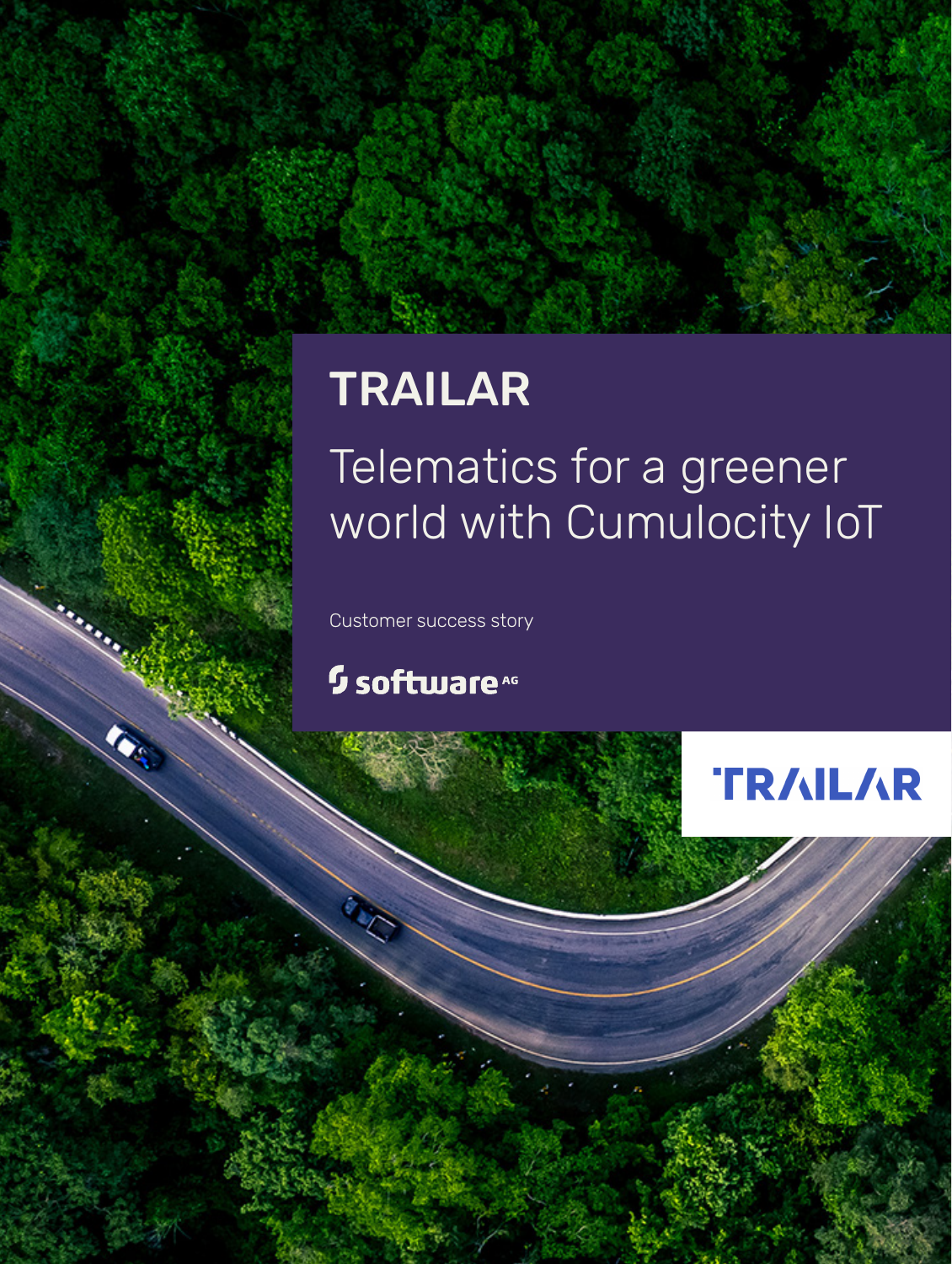# TRAILAR

## Telematics for a greener world with Cumulocity IoT

Customer success story

software AG

TRAILAR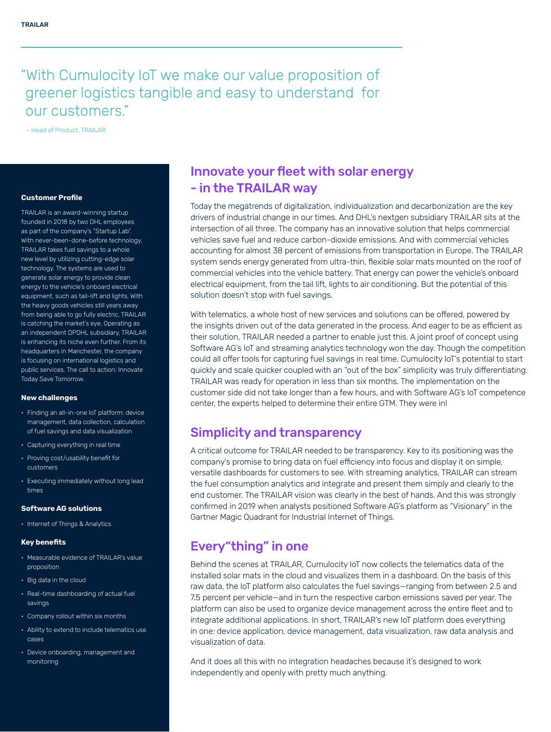> "With Cumulocity IoT we make our value proposition of greener logistics tangible and easy to understand for our customers."
>
> – Head of Product, TRAILAR

**Customer Profile**

TRAILAR is an award-winning startup founded in 2018 by two DHL employees as part of the company's "Startup Lab". With never-been-done-before technology, TRAILAR takes fuel savings to a whole new level by utilizing cutting-edge solar technology. The systems are used to generate solar energy to provide clean energy to the vehicle's onboard electrical equipment, such as tail-lift and lights. With the heavy goods vehicles still years away from being able to go fully electric, TRAILAR is catching the market's eye. Operating as an independent DPDHL subsidiary, TRAILAR is enhancing its niche even further. From its headquarters in Manchester, the company is focusing on international logistics and public services. The call to action: Innovate Today Save Tomorrow.

**New challenges**

- Finding an all-in-one IoT platform: device management, data collection, calculation of fuel savings and data visualization
- Capturing everything in real time
- Proving cost/usability benefit for customers
- Executing immediately without long lead times

**Software AG solutions**

- Internet of Things & Analytics

**Key benefits**

- Measurable evidence of TRAILAR's value proposition
- Big data in the cloud
- Real-time dashboarding of actual fuel savings
- Company rollout within six months
- Ability to extend to include telematics use cases
- Device onboarding, management and monitoring

## Innovate your fleet with solar energy - in the TRAILAR way

Today the megatrends of digitalization, individualization and decarbonization are the key drivers of industrial change in our times. And DHL's nextgen subsidiary TRAILAR sits at the intersection of all three. The company has an innovative solution that helps commercial vehicles save fuel and reduce carbon-dioxide emissions. And with commercial vehicles accounting for almost 38 percent of emissions from transportation in Europe. The TRAILAR system sends energy generated from ultra-thin, flexible solar mats mounted on the roof of commercial vehicles into the vehicle battery. That energy can power the vehicle's onboard electrical equipment, from the tail lift, lights to air conditioning. But the potential of this solution doesn't stop with fuel savings.

With telematics, a whole host of new services and solutions can be offered, powered by the insights driven out of the data generated in the process. And eager to be as efficient as their solution, TRAILAR needed a partner to enable just this. A joint proof of concept using Software AG's IoT and streaming analytics technology won the day. Though the competition could all offer tools for capturing fuel savings in real time, Cumulocity IoT's potential to start quickly and scale quicker coupled with an "out of the box" simplicity was truly differentiating. TRAILAR was ready for operation in less than six months. The implementation on the customer side did not take longer than a few hours, and with Software AG's IoT competence center, the experts helped to determine their entire GTM. They were in!

## Simplicity and transparency

A critical outcome for TRAILAR needed to be transparency. Key to its positioning was the company's promise to bring data on fuel efficiency into focus and display it on simple, versatile dashboards for customers to see. With streaming analytics, TRAILAR can stream the fuel consumption analytics and integrate and present them simply and clearly to the end customer. The TRAILAR vision was clearly in the best of hands. And this was strongly confirmed in 2019 when analysts positioned Software AG's platform as "Visionary" in the Gartner Magic Quadrant for Industrial Internet of Things.

## Every"thing" in one

Behind the scenes at TRAILAR, Cumulocity IoT now collects the telematics data of the installed solar mats in the cloud and visualizes them in a dashboard. On the basis of this raw data, the IoT platform also calculates the fuel savings—ranging from between 2.5 and 7.5 percent per vehicle—and in turn the respective carbon emissions saved per year. The platform can also be used to organize device management across the entire fleet and to integrate additional applications. In short, TRAILAR's new IoT platform does everything in one: device application, device management, data visualization, raw data analysis and visualization of data.

And it does all this with no integration headaches because it's designed to work independently and openly with pretty much anything.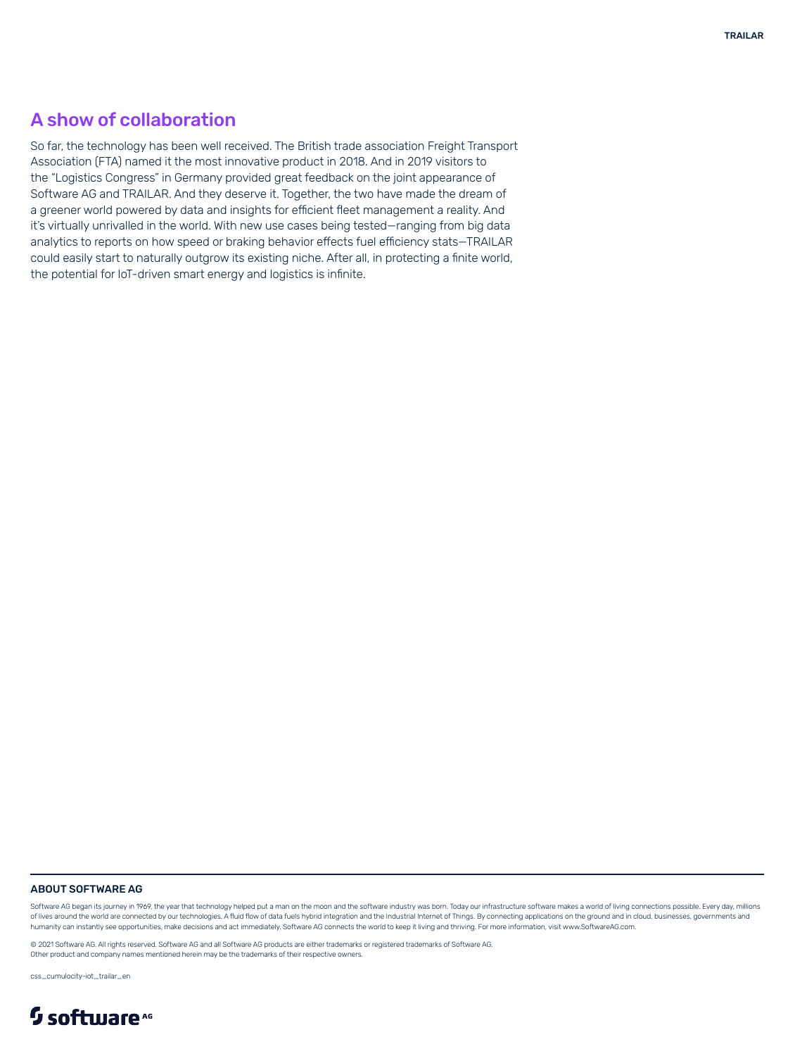## A show of collaboration

So far, the technology has been well received. The British trade association Freight Transport Association (FTA) named it the most innovative product in 2018. And in 2019 visitors to the "Logistics Congress" in Germany provided great feedback on the joint appearance of Software AG and TRAILAR. And they deserve it. Together, the two have made the dream of a greener world powered by data and insights for efficient fleet management a reality. And it's virtually unrivalled in the world. With new use cases being tested—ranging from big data analytics to reports on how speed or braking behavior effects fuel efficiency stats—TRAILAR could easily start to naturally outgrow its existing niche. After all, in protecting a finite world, the potential for IoT-driven smart energy and logistics is infinite.

### ABOUT SOFTWARE AG

Software AG began its journey in 1969, the year that technology helped put a man on the moon and the software industry was born. Today our infrastructure software makes a world of living connections possible. Every day, millions of lives around the world are connected by our technologies. A fluid flow of data fuels hybrid integration and the Industrial Internet of Things. By connecting applications on the ground and in cloud, businesses, governments and humanity can instantly see opportunities, make decisions and act immediately. Software AG connects the world to keep it living and thriving. For more information, visit www.SoftwareAG.com.

© 2021 Software AG. All rights reserved. Software AG and all Software AG products are either trademarks or registered trademarks of Software AG.
Other product and company names mentioned herein may be the trademarks of their respective owners.

css_cumulocity-iot_trailar_en

software AG